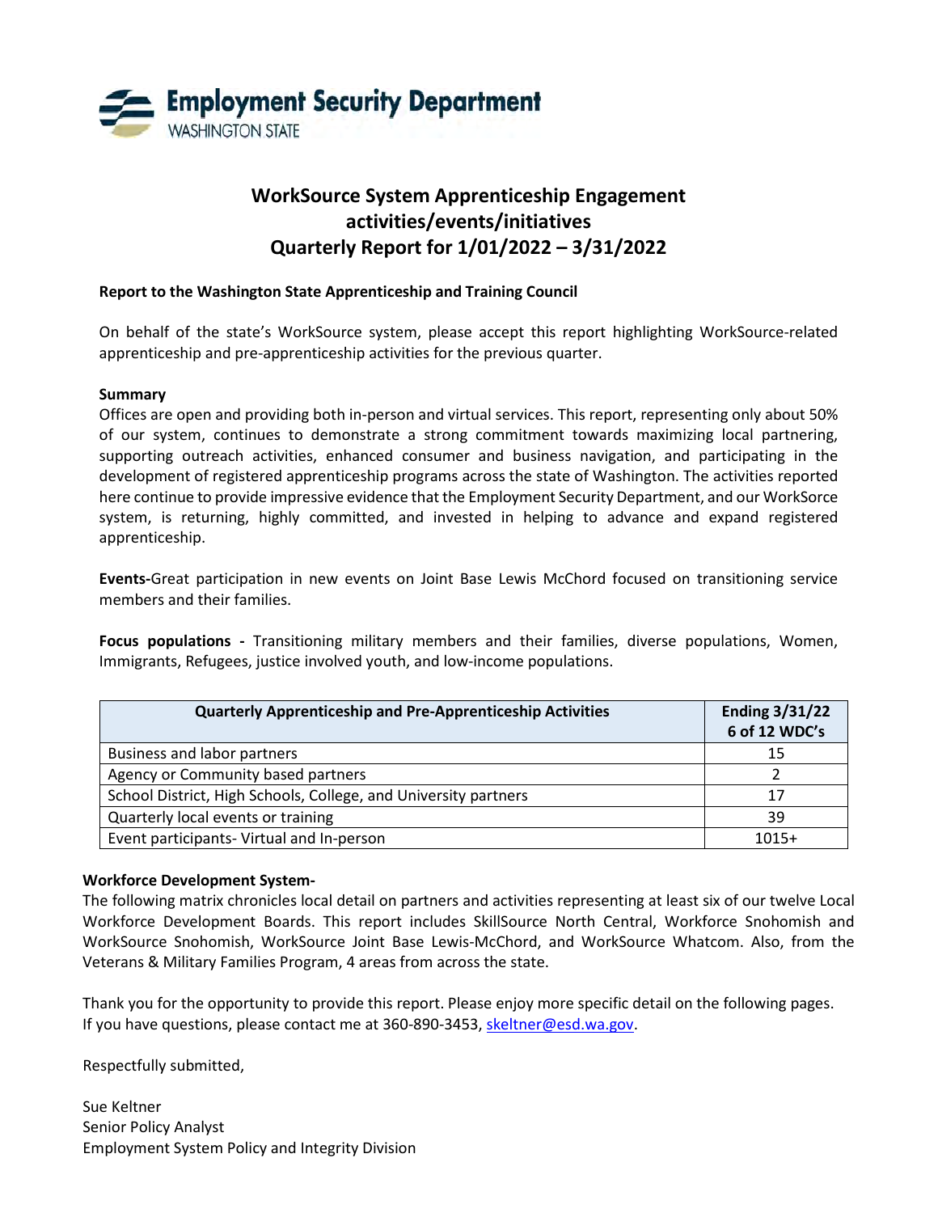**Employment Security Department**
WASHINGTON STATE

# WorkSource System Apprenticeship Engagement activities/events/initiatives Quarterly Report for 1/01/2022 – 3/31/2022

**Report to the Washington State Apprenticeship and Training Council**

On behalf of the state's WorkSource system, please accept this report highlighting WorkSource-related apprenticeship and pre-apprenticeship activities for the previous quarter.

**Summary**
Offices are open and providing both in-person and virtual services. This report, representing only about 50% of our system, continues to demonstrate a strong commitment towards maximizing local partnering, supporting outreach activities, enhanced consumer and business navigation, and participating in the development of registered apprenticeship programs across the state of Washington. The activities reported here continue to provide impressive evidence that the Employment Security Department, and our WorkSorce system, is returning, highly committed, and invested in helping to advance and expand registered apprenticeship.

**Events-**Great participation in new events on Joint Base Lewis McChord focused on transitioning service members and their families.

**Focus populations -** Transitioning military members and their families, diverse populations, Women, Immigrants, Refugees, justice involved youth, and low-income populations.

| Quarterly Apprenticeship and Pre-Apprenticeship Activities | Ending 3/31/22 6 of 12 WDC's |
|---|---|
| Business and labor partners | 15 |
| Agency or Community based partners | 2 |
| School District, High Schools, College, and University partners | 17 |
| Quarterly local events or training | 39 |
| Event participants- Virtual and In-person | 1015+ |

**Workforce Development System-**
The following matrix chronicles local detail on partners and activities representing at least six of our twelve Local Workforce Development Boards. This report includes SkillSource North Central, Workforce Snohomish and WorkSource Snohomish, WorkSource Joint Base Lewis-McChord, and WorkSource Whatcom. Also, from the Veterans & Military Families Program, 4 areas from across the state.

Thank you for the opportunity to provide this report. Please enjoy more specific detail on the following pages.
If you have questions, please contact me at 360-890-3453, skeltner@esd.wa.gov.

Respectfully submitted,

Sue Keltner
Senior Policy Analyst
Employment System Policy and Integrity Division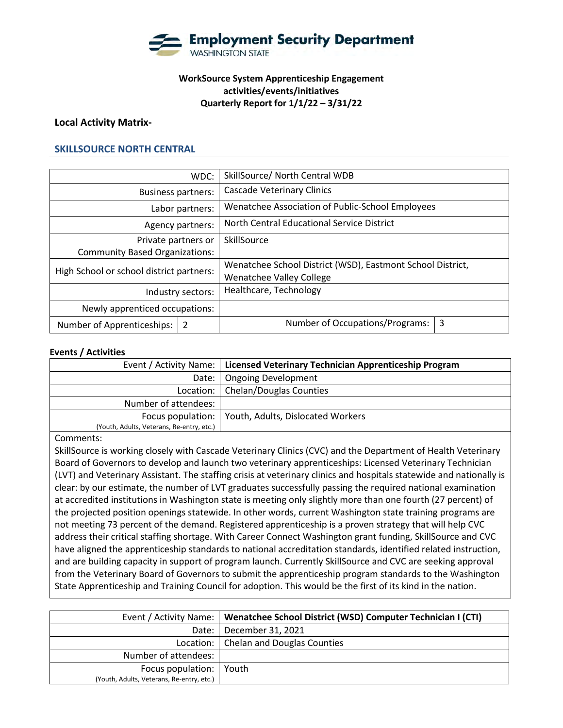**Employment Security Department**
WASHINGTON STATE

**WorkSource System Apprenticeship Engagement activities/events/initiatives**
**Quarterly Report for 1/1/22 – 3/31/22**

**Local Activity Matrix-**

## SKILLSOURCE NORTH CENTRAL

| | |
|---|---|
| WDC: | SkillSource/ North Central WDB |
| Business partners: | Cascade Veterinary Clinics |
| Labor partners: | Wenatchee Association of Public-School Employees |
| Agency partners: | North Central Educational Service District |
| Private partners or Community Based Organizations: | SkillSource |
| High School or school district partners: | Wenatchee School District (WSD), Eastmont School District, Wenatchee Valley College |
| Industry sectors: | Healthcare, Technology |
| Newly apprenticed occupations: | |
| Number of Apprenticeships: 2 | Number of Occupations/Programs: 3 |

**Events / Activities**

| | |
|---|---|
| Event / Activity Name: | **Licensed Veterinary Technician Apprenticeship Program** |
| Date: | Ongoing Development |
| Location: | Chelan/Douglas Counties |
| Number of attendees: | |
| Focus population: (Youth, Adults, Veterans, Re-entry, etc.) | Youth, Adults, Dislocated Workers |

Comments:

SkillSource is working closely with Cascade Veterinary Clinics (CVC) and the Department of Health Veterinary Board of Governors to develop and launch two veterinary apprenticeships: Licensed Veterinary Technician (LVT) and Veterinary Assistant. The staffing crisis at veterinary clinics and hospitals statewide and nationally is clear: by our estimate, the number of LVT graduates successfully passing the required national examination at accredited institutions in Washington state is meeting only slightly more than one fourth (27 percent) of the projected position openings statewide. In other words, current Washington state training programs are not meeting 73 percent of the demand. Registered apprenticeship is a proven strategy that will help CVC address their critical staffing shortage. With Career Connect Washington grant funding, SkillSource and CVC have aligned the apprenticeship standards to national accreditation standards, identified related instruction, and are building capacity in support of program launch. Currently SkillSource and CVC are seeking approval from the Veterinary Board of Governors to submit the apprenticeship program standards to the Washington State Apprenticeship and Training Council for adoption. This would be the first of its kind in the nation.

| | |
|---|---|
| Event / Activity Name: | **Wenatchee School District (WSD) Computer Technician I (CTI)** |
| Date: | December 31, 2021 |
| Location: | Chelan and Douglas Counties |
| Number of attendees: | |
| Focus population: (Youth, Adults, Veterans, Re-entry, etc.) | Youth |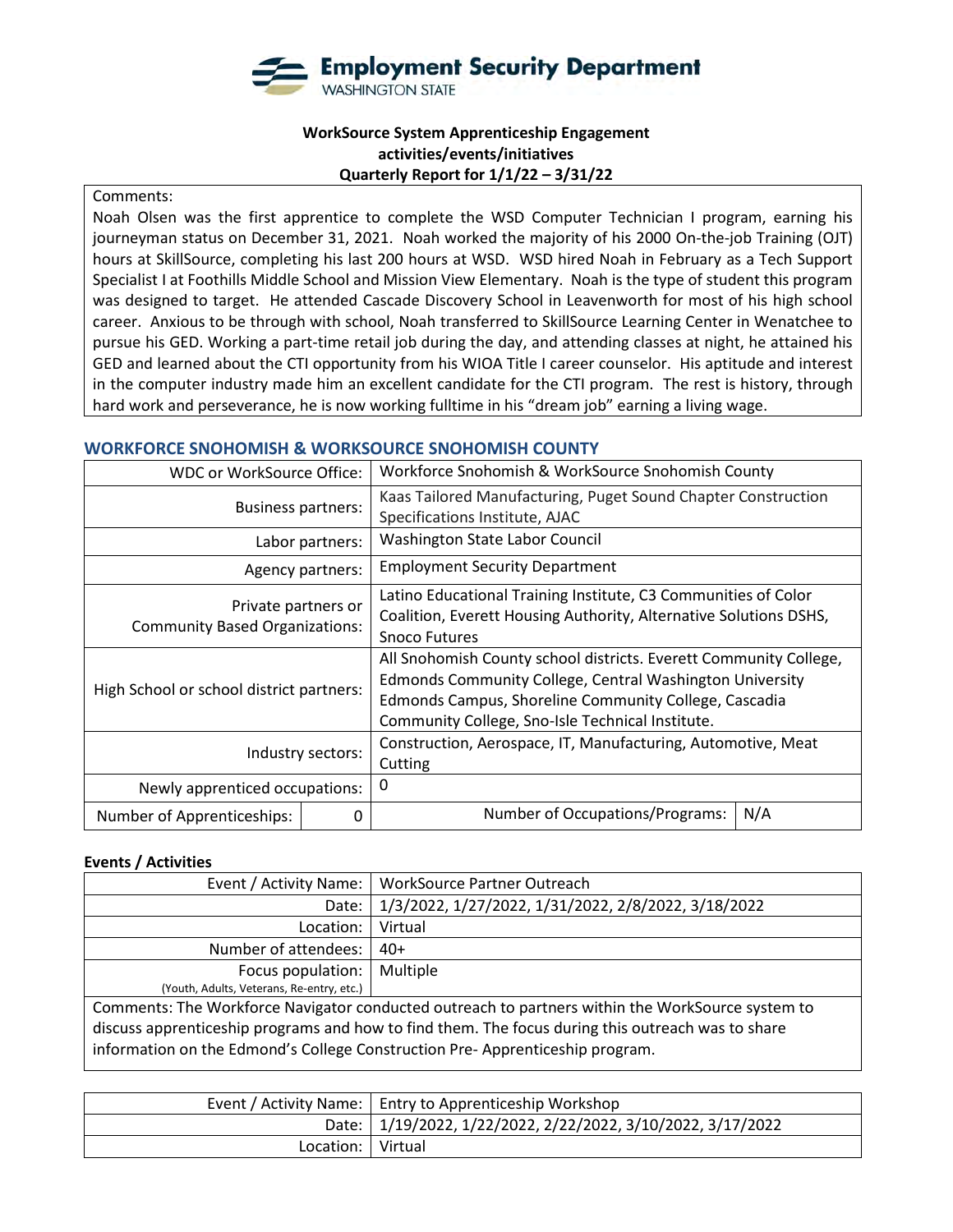**WorkSource System Apprenticeship Engagement activities/events/initiatives Quarterly Report for 1/1/22 – 3/31/22**

Comments:
Noah Olsen was the first apprentice to complete the WSD Computer Technician I program, earning his journeyman status on December 31, 2021. Noah worked the majority of his 2000 On-the-job Training (OJT) hours at SkillSource, completing his last 200 hours at WSD. WSD hired Noah in February as a Tech Support Specialist I at Foothills Middle School and Mission View Elementary. Noah is the type of student this program was designed to target. He attended Cascade Discovery School in Leavenworth for most of his high school career. Anxious to be through with school, Noah transferred to SkillSource Learning Center in Wenatchee to pursue his GED. Working a part-time retail job during the day, and attending classes at night, he attained his GED and learned about the CTI opportunity from his WIOA Title I career counselor. His aptitude and interest in the computer industry made him an excellent candidate for the CTI program. The rest is history, through hard work and perseverance, he is now working fulltime in his "dream job" earning a living wage.

## WORKFORCE SNOHOMISH & WORKSOURCE SNOHOMISH COUNTY

| | |
|---|---|
| WDC or WorkSource Office: | Workforce Snohomish & WorkSource Snohomish County |
| Business partners: | Kaas Tailored Manufacturing, Puget Sound Chapter Construction Specifications Institute, AJAC |
| Labor partners: | Washington State Labor Council |
| Agency partners: | Employment Security Department |
| Private partners or Community Based Organizations: | Latino Educational Training Institute, C3 Communities of Color Coalition, Everett Housing Authority, Alternative Solutions DSHS, Snoco Futures |
| High School or school district partners: | All Snohomish County school districts. Everett Community College, Edmonds Community College, Central Washington University Edmonds Campus, Shoreline Community College, Cascadia Community College, Sno-Isle Technical Institute. |
| Industry sectors: | Construction, Aerospace, IT, Manufacturing, Automotive, Meat Cutting |
| Newly apprenticed occupations: | 0 |
| Number of Apprenticeships: 0 | Number of Occupations/Programs: N/A |

**Events / Activities**

| | |
|---|---|
| Event / Activity Name: | WorkSource Partner Outreach |
| Date: | 1/3/2022, 1/27/2022, 1/31/2022, 2/8/2022, 3/18/2022 |
| Location: | Virtual |
| Number of attendees: | 40+ |
| Focus population: (Youth, Adults, Veterans, Re-entry, etc.) | Multiple |

Comments: The Workforce Navigator conducted outreach to partners within the WorkSource system to discuss apprenticeship programs and how to find them. The focus during this outreach was to share information on the Edmond's College Construction Pre- Apprenticeship program.

| | |
|---|---|
| Event / Activity Name: | Entry to Apprenticeship Workshop |
| Date: | 1/19/2022, 1/22/2022, 2/22/2022, 3/10/2022, 3/17/2022 |
| Location: | Virtual |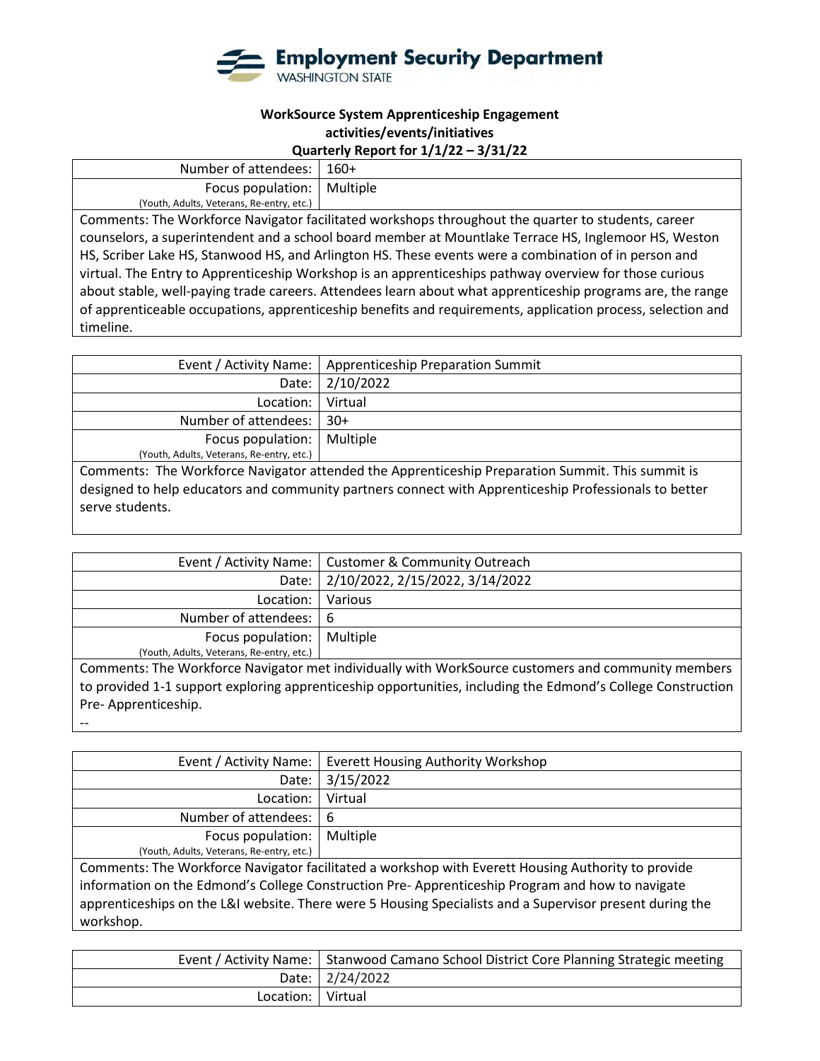**WorkSource System Apprenticeship Engagement activities/events/initiatives**
**Quarterly Report for 1/1/22 – 3/31/22**

| | |
|---|---|
| Number of attendees: | 160+ |
| Focus population: (Youth, Adults, Veterans, Re-entry, etc.) | Multiple |

Comments: The Workforce Navigator facilitated workshops throughout the quarter to students, career counselors, a superintendent and a school board member at Mountlake Terrace HS, Inglemoor HS, Weston HS, Scriber Lake HS, Stanwood HS, and Arlington HS. These events were a combination of in person and virtual. The Entry to Apprenticeship Workshop is an apprenticeships pathway overview for those curious about stable, well-paying trade careers. Attendees learn about what apprenticeship programs are, the range of apprenticeable occupations, apprenticeship benefits and requirements, application process, selection and timeline.

| | |
|---|---|
| Event / Activity Name: | Apprenticeship Preparation Summit |
| Date: | 2/10/2022 |
| Location: | Virtual |
| Number of attendees: | 30+ |
| Focus population: (Youth, Adults, Veterans, Re-entry, etc.) | Multiple |

Comments: The Workforce Navigator attended the Apprenticeship Preparation Summit. This summit is designed to help educators and community partners connect with Apprenticeship Professionals to better serve students.

| | |
|---|---|
| Event / Activity Name: | Customer & Community Outreach |
| Date: | 2/10/2022, 2/15/2022, 3/14/2022 |
| Location: | Various |
| Number of attendees: | 6 |
| Focus population: (Youth, Adults, Veterans, Re-entry, etc.) | Multiple |

Comments: The Workforce Navigator met individually with WorkSource customers and community members to provided 1-1 support exploring apprenticeship opportunities, including the Edmond's College Construction Pre- Apprenticeship.

--

| | |
|---|---|
| Event / Activity Name: | Everett Housing Authority Workshop |
| Date: | 3/15/2022 |
| Location: | Virtual |
| Number of attendees: | 6 |
| Focus population: (Youth, Adults, Veterans, Re-entry, etc.) | Multiple |

Comments: The Workforce Navigator facilitated a workshop with Everett Housing Authority to provide information on the Edmond's College Construction Pre- Apprenticeship Program and how to navigate apprenticeships on the L&I website. There were 5 Housing Specialists and a Supervisor present during the workshop.

| | |
|---|---|
| Event / Activity Name: | Stanwood Camano School District Core Planning Strategic meeting |
| Date: | 2/24/2022 |
| Location: | Virtual |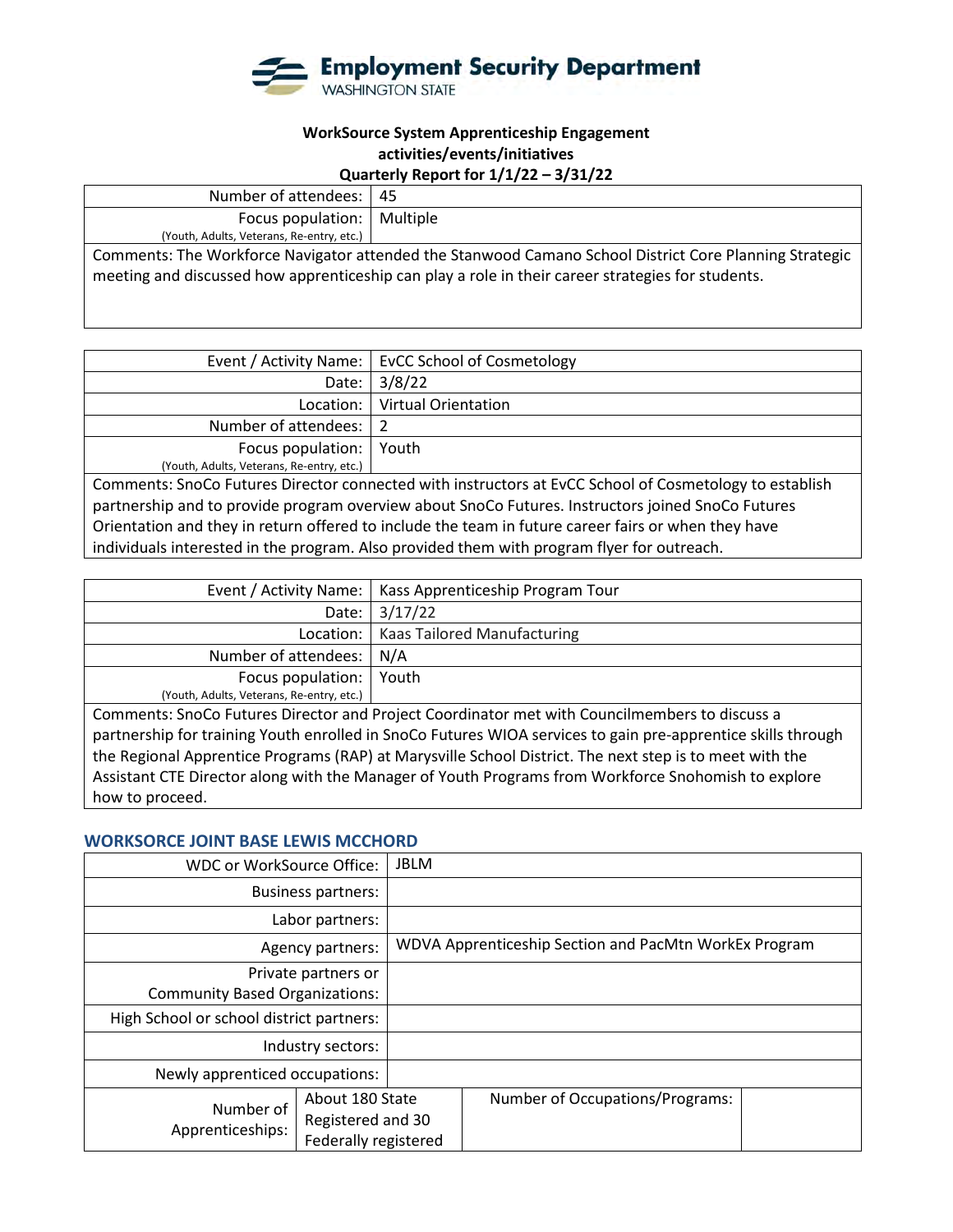**WorkSource System Apprenticeship Engagement activities/events/initiatives Quarterly Report for 1/1/22 – 3/31/22**

| | |
|---|---|
| Number of attendees: | 45 |
| Focus population: (Youth, Adults, Veterans, Re-entry, etc.) | Multiple |
| Comments: The Workforce Navigator attended the Stanwood Camano School District Core Planning Strategic meeting and discussed how apprenticeship can play a role in their career strategies for students. | |

| | |
|---|---|
| Event / Activity Name: | EvCC School of Cosmetology |
| Date: | 3/8/22 |
| Location: | Virtual Orientation |
| Number of attendees: | 2 |
| Focus population: (Youth, Adults, Veterans, Re-entry, etc.) | Youth |
| Comments: SnoCo Futures Director connected with instructors at EvCC School of Cosmetology to establish partnership and to provide program overview about SnoCo Futures. Instructors joined SnoCo Futures Orientation and they in return offered to include the team in future career fairs or when they have individuals interested in the program. Also provided them with program flyer for outreach. | |

| | |
|---|---|
| Event / Activity Name: | Kass Apprenticeship Program Tour |
| Date: | 3/17/22 |
| Location: | Kaas Tailored Manufacturing |
| Number of attendees: | N/A |
| Focus population: (Youth, Adults, Veterans, Re-entry, etc.) | Youth |
| Comments: SnoCo Futures Director and Project Coordinator met with Councilmembers to discuss a partnership for training Youth enrolled in SnoCo Futures WIOA services to gain pre-apprentice skills through the Regional Apprentice Programs (RAP) at Marysville School District. The next step is to meet with the Assistant CTE Director along with the Manager of Youth Programs from Workforce Snohomish to explore how to proceed. | |

### WORKSORCE JOINT BASE LEWIS MCCHORD

| | | | |
|---|---|---|---|
| WDC or WorkSource Office: | JBLM | | |
| Business partners: | | | |
| Labor partners: | | | |
| Agency partners: | WDVA Apprenticeship Section and PacMtn WorkEx Program | | |
| Private partners or Community Based Organizations: | | | |
| High School or school district partners: | | | |
| Industry sectors: | | | |
| Newly apprenticed occupations: | | | |
| Number of Apprenticeships: | About 180 State Registered and 30 Federally registered | Number of Occupations/Programs: | |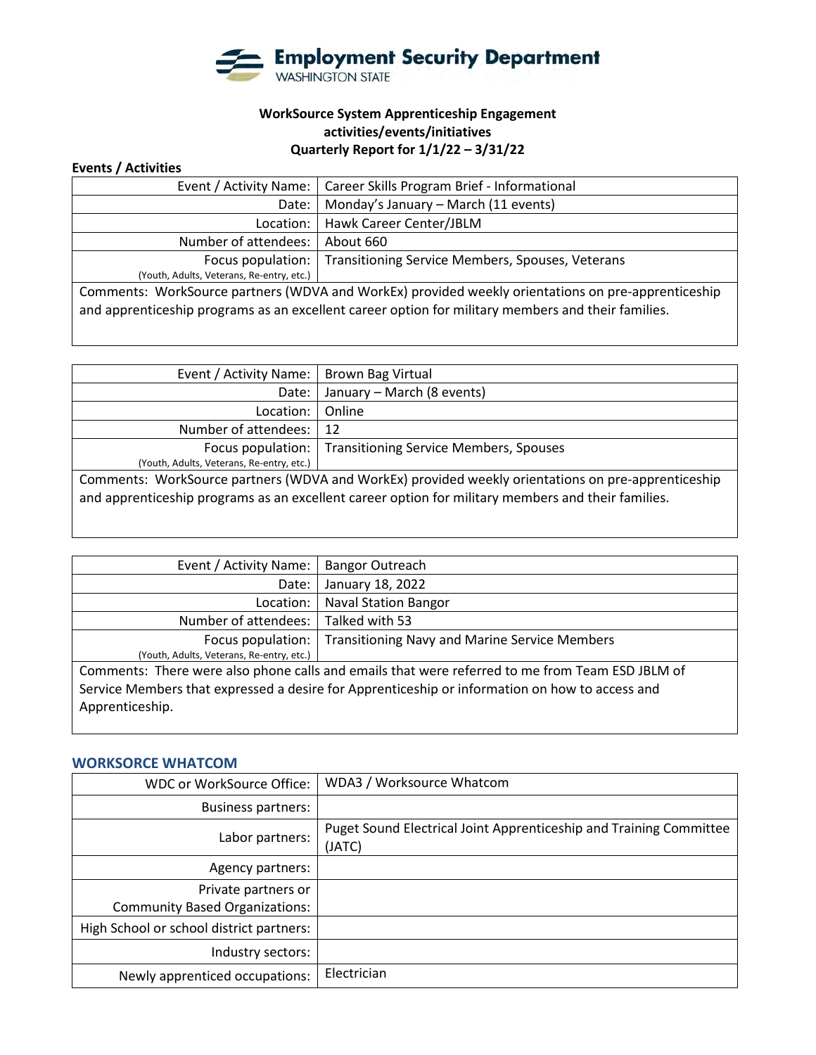**Employment Security Department**
WASHINGTON STATE

**WorkSource System Apprenticeship Engagement activities/events/initiatives**
**Quarterly Report for 1/1/22 – 3/31/22**

**Events / Activities**

| Event / Activity Name: | Career Skills Program Brief - Informational |
|---|---|
| Date: | Monday's January – March (11 events) |
| Location: | Hawk Career Center/JBLM |
| Number of attendees: | About 660 |
| Focus population: (Youth, Adults, Veterans, Re-entry, etc.) | Transitioning Service Members, Spouses, Veterans |
| Comments: WorkSource partners (WDVA and WorkEx) provided weekly orientations on pre-apprenticeship and apprenticeship programs as an excellent career option for military members and their families. | |

| Event / Activity Name: | Brown Bag Virtual |
|---|---|
| Date: | January – March (8 events) |
| Location: | Online |
| Number of attendees: | 12 |
| Focus population: (Youth, Adults, Veterans, Re-entry, etc.) | Transitioning Service Members, Spouses |
| Comments: WorkSource partners (WDVA and WorkEx) provided weekly orientations on pre-apprenticeship and apprenticeship programs as an excellent career option for military members and their families. | |

| Event / Activity Name: | Bangor Outreach |
|---|---|
| Date: | January 18, 2022 |
| Location: | Naval Station Bangor |
| Number of attendees: | Talked with 53 |
| Focus population: (Youth, Adults, Veterans, Re-entry, etc.) | Transitioning Navy and Marine Service Members |
| Comments: There were also phone calls and emails that were referred to me from Team ESD JBLM of Service Members that expressed a desire for Apprenticeship or information on how to access and Apprenticeship. | |

## WORKSORCE WHATCOM

| WDC or WorkSource Office: | WDA3 / Worksource Whatcom |
|---|---|
| Business partners: | |
| Labor partners: | Puget Sound Electrical Joint Apprenticeship and Training Committee (JATC) |
| Agency partners: | |
| Private partners or Community Based Organizations: | |
| High School or school district partners: | |
| Industry sectors: | |
| Newly apprenticed occupations: | Electrician |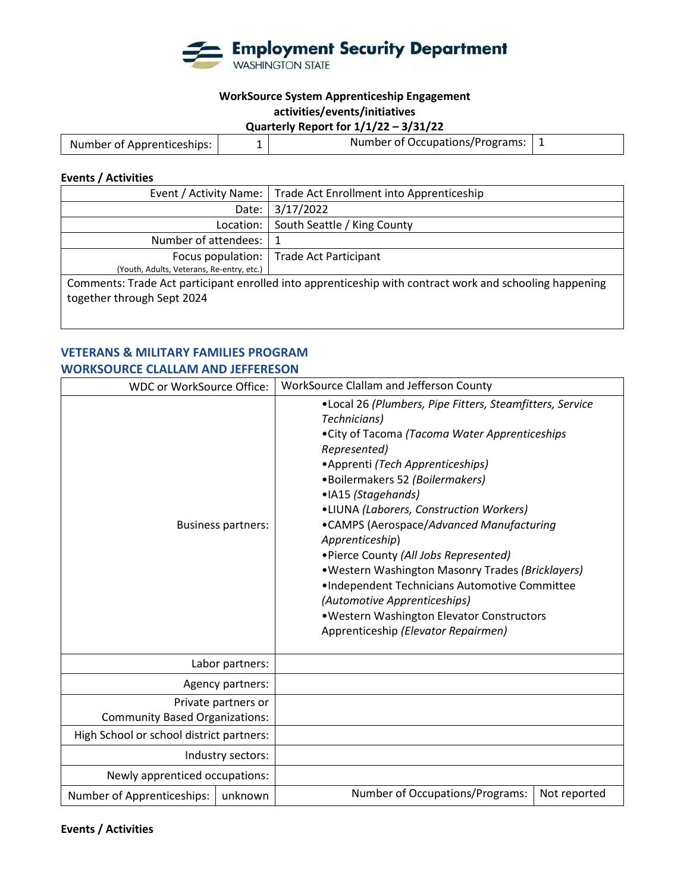**WorkSource System Apprenticeship Engagement activities/events/initiatives**
**Quarterly Report for 1/1/22 – 3/31/22**

| Number of Apprenticeships: | 1 | Number of Occupations/Programs: | 1 |
|---|---|---|---|

**Events / Activities**

| | |
|---|---|
| Event / Activity Name: | Trade Act Enrollment into Apprenticeship |
| Date: | 3/17/2022 |
| Location: | South Seattle / King County |
| Number of attendees: | 1 |
| Focus population: (Youth, Adults, Veterans, Re-entry, etc.) | Trade Act Participant |
| Comments: Trade Act participant enrolled into apprenticeship with contract work and schooling happening together through Sept 2024 | |

## VETERANS & MILITARY FAMILIES PROGRAM
## WORKSOURCE CLALLAM AND JEFFERESON

| | | | |
|---|---|---|---|
| WDC or WorkSource Office: | | WorkSource Clallam and Jefferson County | |
| Business partners: | | •Local 26 *(Plumbers, Pipe Fitters, Steamfitters, Service Technicians)*<br>•City of Tacoma *(Tacoma Water Apprenticeships Represented)*<br>•Apprenti *(Tech Apprenticeships)*<br>•Boilermakers 52 *(Boilermakers)*<br>•IA15 *(Stagehands)*<br>•LIUNA *(Laborers, Construction Workers)*<br>•CAMPS (Aerospace/*Advanced Manufacturing Apprenticeship*)<br>•Pierce County *(All Jobs Represented)*<br>•Western Washington Masonry Trades *(Bricklayers)*<br>•Independent Technicians Automotive Committee *(Automotive Apprenticeships)*<br>•Western Washington Elevator Constructors Apprenticeship *(Elevator Repairmen)* | |
| Labor partners: | | | |
| Agency partners: | | | |
| Private partners or Community Based Organizations: | | | |
| High School or school district partners: | | | |
| Industry sectors: | | | |
| Newly apprenticed occupations: | | | |
| Number of Apprenticeships: | unknown | Number of Occupations/Programs: | Not reported |

**Events / Activities**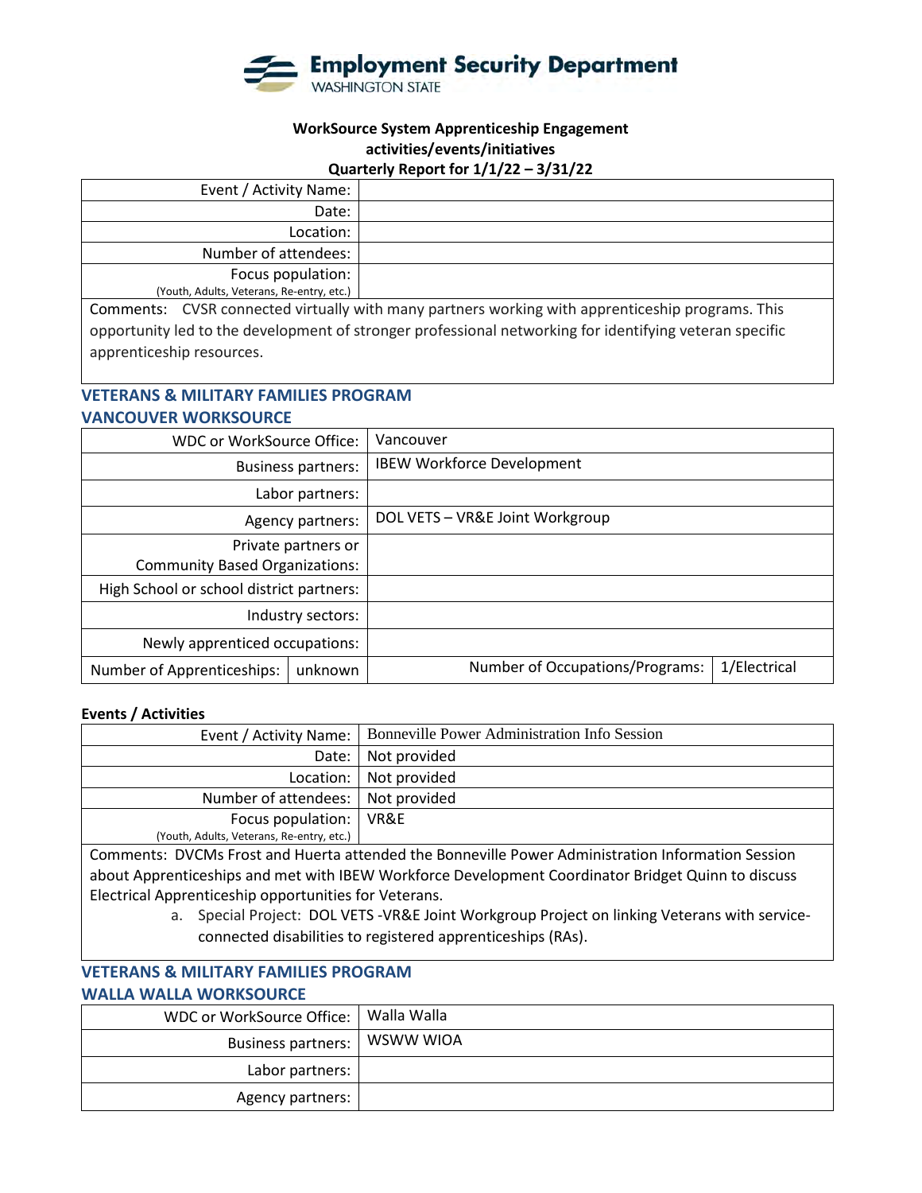**WorkSource System Apprenticeship Engagement activities/events/initiatives**
**Quarterly Report for 1/1/22 – 3/31/22**

| | |
|---|---|
| Event / Activity Name: | |
| Date: | |
| Location: | |
| Number of attendees: | |
| Focus population: (Youth, Adults, Veterans, Re-entry, etc.) | |

Comments: CVSR connected virtually with many partners working with apprenticeship programs. This opportunity led to the development of stronger professional networking for identifying veteran specific apprenticeship resources.

## VETERANS & MILITARY FAMILIES PROGRAM
## VANCOUVER WORKSOURCE

| | | | |
|---|---|---|---|
| WDC or WorkSource Office: | | Vancouver | |
| Business partners: | | IBEW Workforce Development | |
| Labor partners: | | | |
| Agency partners: | | DOL VETS – VR&E Joint Workgroup | |
| Private partners or Community Based Organizations: | | | |
| High School or school district partners: | | | |
| Industry sectors: | | | |
| Newly apprenticed occupations: | | | |
| Number of Apprenticeships: | unknown | Number of Occupations/Programs: | 1/Electrical |

**Events / Activities**

| | |
|---|---|
| Event / Activity Name: | Bonneville Power Administration Info Session |
| Date: | Not provided |
| Location: | Not provided |
| Number of attendees: | Not provided |
| Focus population: (Youth, Adults, Veterans, Re-entry, etc.) | VR&E |

Comments: DVCMs Frost and Huerta attended the Bonneville Power Administration Information Session about Apprenticeships and met with IBEW Workforce Development Coordinator Bridget Quinn to discuss Electrical Apprenticeship opportunities for Veterans.

a. Special Project: DOL VETS -VR&E Joint Workgroup Project on linking Veterans with service-connected disabilities to registered apprenticeships (RAs).

## VETERANS & MILITARY FAMILIES PROGRAM
## WALLA WALLA WORKSOURCE

| | |
|---|---|
| WDC or WorkSource Office: | Walla Walla |
| Business partners: | WSWW WIOA |
| Labor partners: | |
| Agency partners: | |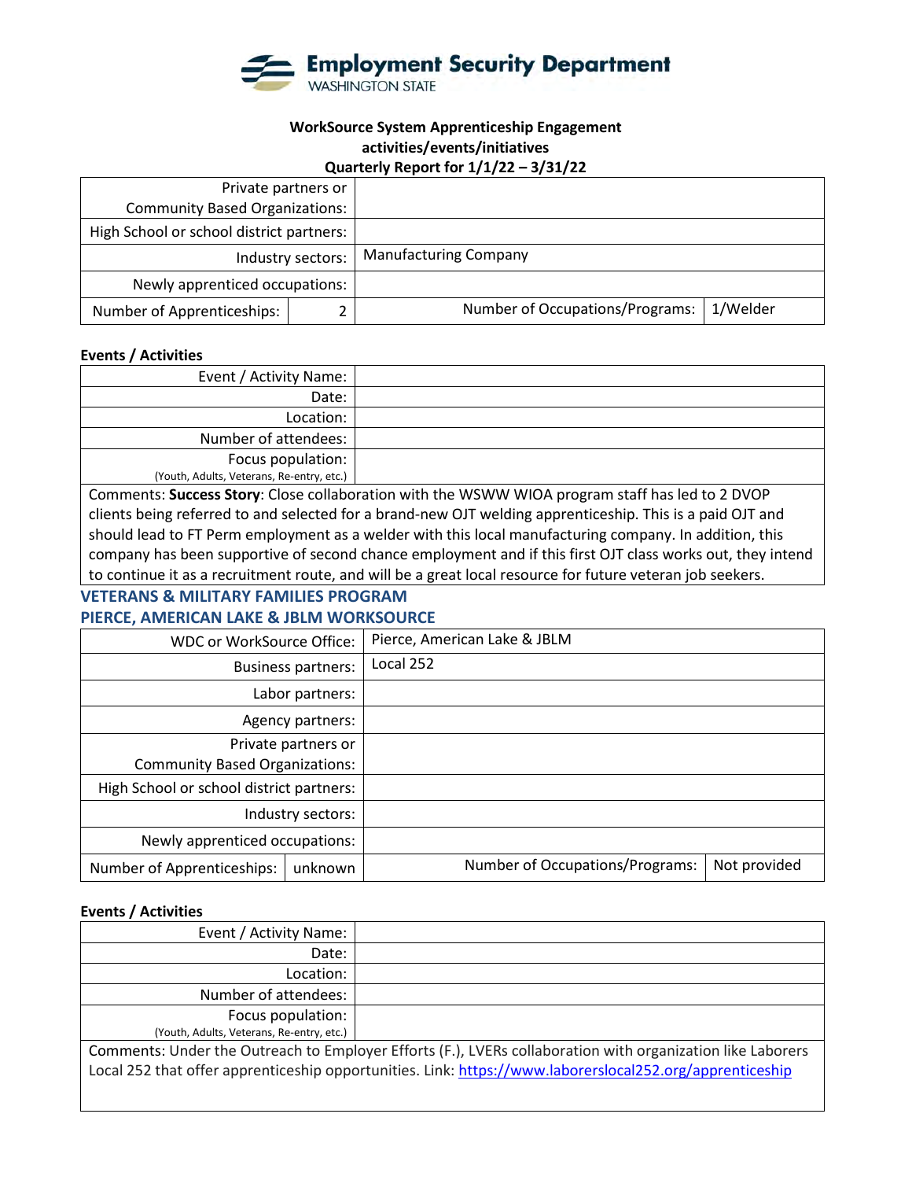**Employment Security Department**
WASHINGTON STATE

**WorkSource System Apprenticeship Engagement activities/events/initiatives Quarterly Report for 1/1/22 – 3/31/22**

| | | | |
|---|---|---|---|
| Private partners or Community Based Organizations: | | | |
| High School or school district partners: | | | |
| Industry sectors: | Manufacturing Company | | |
| Newly apprenticed occupations: | | | |
| Number of Apprenticeships: 2 | | Number of Occupations/Programs: | 1/Welder |

**Events / Activities**

| | |
|---|---|
| Event / Activity Name: | |
| Date: | |
| Location: | |
| Number of attendees: | |
| Focus population: (Youth, Adults, Veterans, Re-entry, etc.) | |

Comments: **Success Story**: Close collaboration with the WSWW WIOA program staff has led to 2 DVOP clients being referred to and selected for a brand-new OJT welding apprenticeship. This is a paid OJT and should lead to FT Perm employment as a welder with this local manufacturing company. In addition, this company has been supportive of second chance employment and if this first OJT class works out, they intend to continue it as a recruitment route, and will be a great local resource for future veteran job seekers.

## VETERANS & MILITARY FAMILIES PROGRAM

## PIERCE, AMERICAN LAKE & JBLM WORKSOURCE

| | | | |
|---|---|---|---|
| WDC or WorkSource Office: | Pierce, American Lake & JBLM | | |
| Business partners: | Local 252 | | |
| Labor partners: | | | |
| Agency partners: | | | |
| Private partners or Community Based Organizations: | | | |
| High School or school district partners: | | | |
| Industry sectors: | | | |
| Newly apprenticed occupations: | | | |
| Number of Apprenticeships: unknown | | Number of Occupations/Programs: | Not provided |

**Events / Activities**

| | |
|---|---|
| Event / Activity Name: | |
| Date: | |
| Location: | |
| Number of attendees: | |
| Focus population: (Youth, Adults, Veterans, Re-entry, etc.) | |

Comments: Under the Outreach to Employer Efforts (F.), LVERs collaboration with organization like Laborers Local 252 that offer apprenticeship opportunities. Link: https://www.laborerslocal252.org/apprenticeship